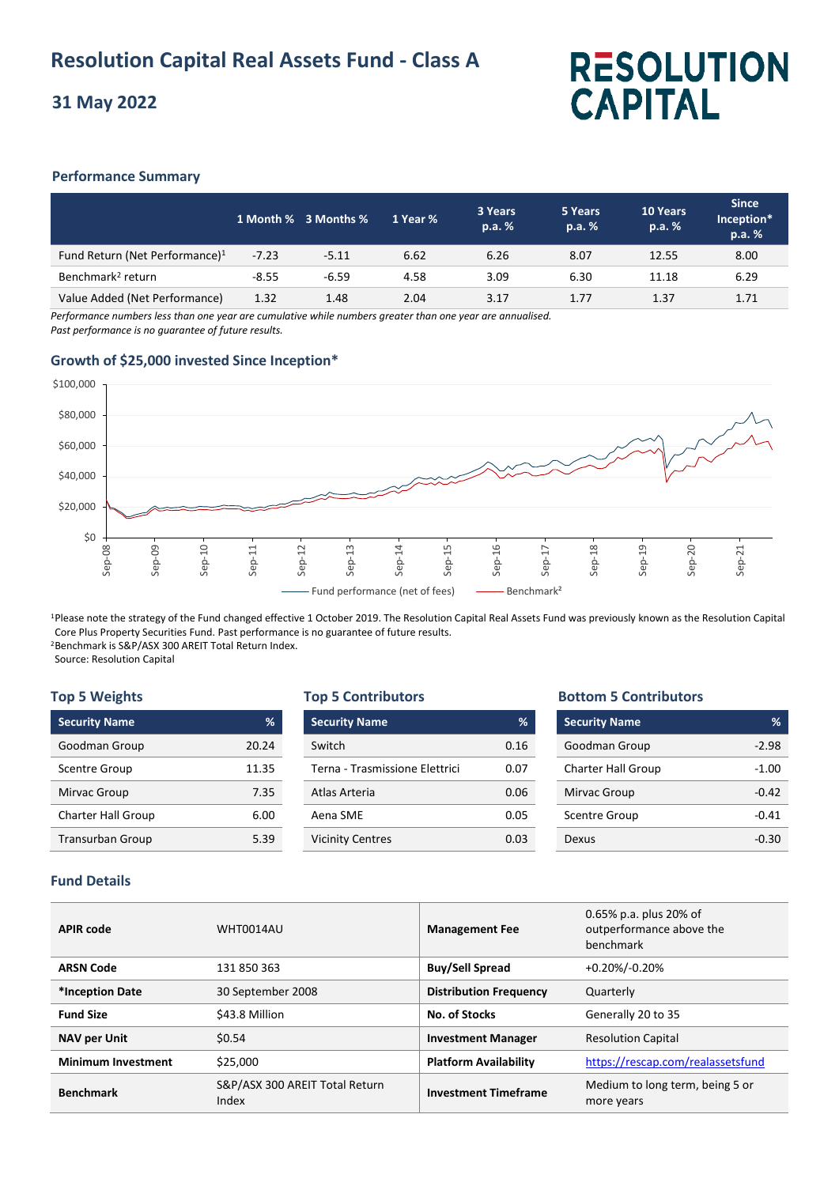# Resolution Capital Real Assets Fund - Class A

## 31 May 2022

RESOLUTION CAPITAL

### Performance Summary

| | 1 Month % | 3 Months % | 1 Year % | 3 Years p.a. % | 5 Years p.a. % | 10 Years p.a. % | Since Inception* p.a. % |
|---|---|---|---|---|---|---|---|
| Fund Return (Net Performance)[1] | -7.23 | -5.11 | 6.62 | 6.26 | 8.07 | 12.55 | 8.00 |
| Benchmark[2] return | -8.55 | -6.59 | 4.58 | 3.09 | 6.30 | 11.18 | 6.29 |
| Value Added (Net Performance) | 1.32 | 1.48 | 2.04 | 3.17 | 1.77 | 1.37 | 1.71 |

*Performance numbers less than one year are cumulative while numbers greater than one year are annualised.*
*Past performance is no guarantee of future results.*

### Growth of $25,000 invested Since Inception*

Fund performance (net of fees) — Benchmark[2]

[1]Please note the strategy of the Fund changed effective 1 October 2019. The Resolution Capital Real Assets Fund was previously known as the Resolution Capital Core Plus Property Securities Fund. Past performance is no guarantee of future results.
[2]Benchmark is S&P/ASX 300 AREIT Total Return Index.
Source: Resolution Capital

### Top 5 Weights

| Security Name | % |
|---|---|
| Goodman Group | 20.24 |
| Scentre Group | 11.35 |
| Mirvac Group | 7.35 |
| Charter Hall Group | 6.00 |
| Transurban Group | 5.39 |

### Top 5 Contributors

| Security Name | % |
|---|---|
| Switch | 0.16 |
| Terna - Trasmissione Elettrici | 0.07 |
| Atlas Arteria | 0.06 |
| Aena SME | 0.05 |
| Vicinity Centres | 0.03 |

### Bottom 5 Contributors

| Security Name | % |
|---|---|
| Goodman Group | -2.98 |
| Charter Hall Group | -1.00 |
| Mirvac Group | -0.42 |
| Scentre Group | -0.41 |
| Dexus | -0.30 |

### Fund Details

| | | | |
|---|---|---|---|
| **APIR code** | WHT0014AU | **Management Fee** | 0.65% p.a. plus 20% of outperformance above the benchmark |
| **ARSN Code** | 131 850 363 | **Buy/Sell Spread** | +0.20%/-0.20% |
| ***Inception Date** | 30 September 2008 | **Distribution Frequency** | Quarterly |
| **Fund Size** | $43.8 Million | **No. of Stocks** | Generally 20 to 35 |
| **NAV per Unit** | $0.54 | **Investment Manager** | Resolution Capital |
| **Minimum Investment** | $25,000 | **Platform Availability** | https://rescap.com/realassetsfund |
| **Benchmark** | S&P/ASX 300 AREIT Total Return Index | **Investment Timeframe** | Medium to long term, being 5 or more years |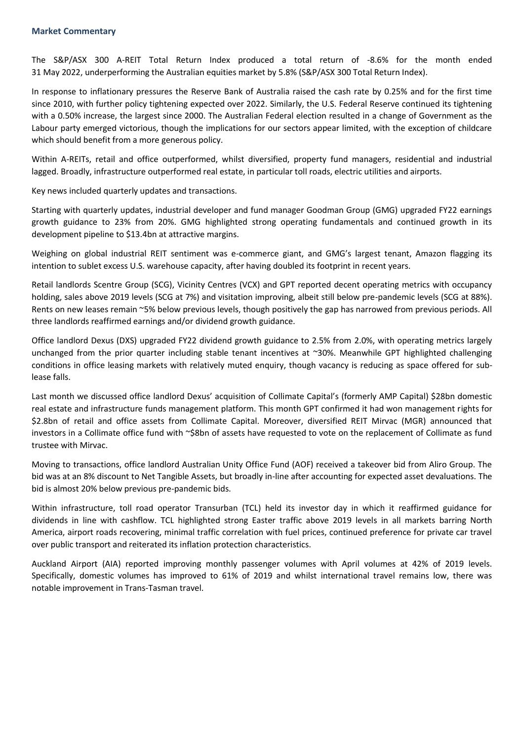## Market Commentary

The S&P/ASX 300 A-REIT Total Return Index produced a total return of -8.6% for the month ended 31 May 2022, underperforming the Australian equities market by 5.8% (S&P/ASX 300 Total Return Index).

In response to inflationary pressures the Reserve Bank of Australia raised the cash rate by 0.25% and for the first time since 2010, with further policy tightening expected over 2022. Similarly, the U.S. Federal Reserve continued its tightening with a 0.50% increase, the largest since 2000. The Australian Federal election resulted in a change of Government as the Labour party emerged victorious, though the implications for our sectors appear limited, with the exception of childcare which should benefit from a more generous policy.

Within A-REITs, retail and office outperformed, whilst diversified, property fund managers, residential and industrial lagged. Broadly, infrastructure outperformed real estate, in particular toll roads, electric utilities and airports.

Key news included quarterly updates and transactions.

Starting with quarterly updates, industrial developer and fund manager Goodman Group (GMG) upgraded FY22 earnings growth guidance to 23% from 20%. GMG highlighted strong operating fundamentals and continued growth in its development pipeline to $13.4bn at attractive margins.

Weighing on global industrial REIT sentiment was e-commerce giant, and GMG's largest tenant, Amazon flagging its intention to sublet excess U.S. warehouse capacity, after having doubled its footprint in recent years.

Retail landlords Scentre Group (SCG), Vicinity Centres (VCX) and GPT reported decent operating metrics with occupancy holding, sales above 2019 levels (SCG at 7%) and visitation improving, albeit still below pre-pandemic levels (SCG at 88%). Rents on new leases remain ~5% below previous levels, though positively the gap has narrowed from previous periods. All three landlords reaffirmed earnings and/or dividend growth guidance.

Office landlord Dexus (DXS) upgraded FY22 dividend growth guidance to 2.5% from 2.0%, with operating metrics largely unchanged from the prior quarter including stable tenant incentives at ~30%. Meanwhile GPT highlighted challenging conditions in office leasing markets with relatively muted enquiry, though vacancy is reducing as space offered for sub-lease falls.

Last month we discussed office landlord Dexus' acquisition of Collimate Capital's (formerly AMP Capital) $28bn domestic real estate and infrastructure funds management platform. This month GPT confirmed it had won management rights for $2.8bn of retail and office assets from Collimate Capital. Moreover, diversified REIT Mirvac (MGR) announced that investors in a Collimate office fund with ~$8bn of assets have requested to vote on the replacement of Collimate as fund trustee with Mirvac.

Moving to transactions, office landlord Australian Unity Office Fund (AOF) received a takeover bid from Aliro Group. The bid was at an 8% discount to Net Tangible Assets, but broadly in-line after accounting for expected asset devaluations. The bid is almost 20% below previous pre-pandemic bids.

Within infrastructure, toll road operator Transurban (TCL) held its investor day in which it reaffirmed guidance for dividends in line with cashflow. TCL highlighted strong Easter traffic above 2019 levels in all markets barring North America, airport roads recovering, minimal traffic correlation with fuel prices, continued preference for private car travel over public transport and reiterated its inflation protection characteristics.

Auckland Airport (AIA) reported improving monthly passenger volumes with April volumes at 42% of 2019 levels. Specifically, domestic volumes has improved to 61% of 2019 and whilst international travel remains low, there was notable improvement in Trans-Tasman travel.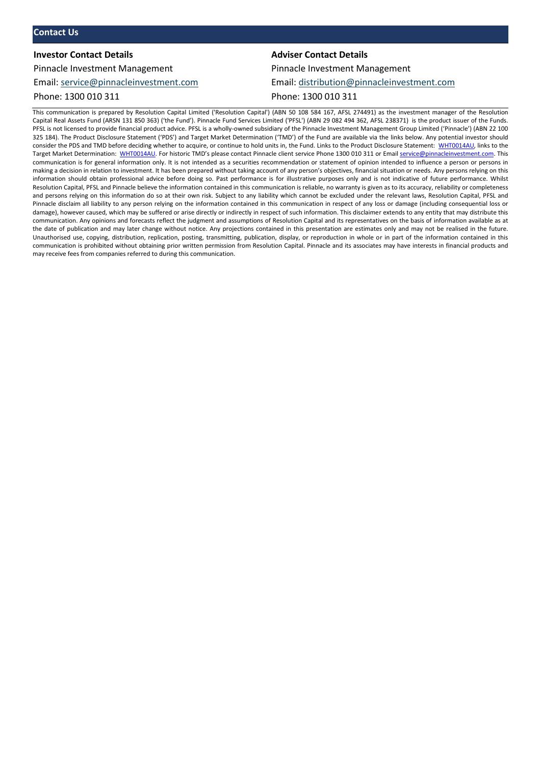## Contact Us

**Investor Contact Details**

Pinnacle Investment Management

Email: service@pinnacleinvestment.com

Phone: 1300 010 311

**Adviser Contact Details**

Pinnacle Investment Management

Email: distribution@pinnacleinvestment.com

Phone: 1300 010 311

This communication is prepared by Resolution Capital Limited ('Resolution Capital') (ABN 50 108 584 167, AFSL 274491) as the investment manager of the Resolution Capital Real Assets Fund (ARSN 131 850 363) ('the Fund'). Pinnacle Fund Services Limited ('PFSL') (ABN 29 082 494 362, AFSL 238371) is the product issuer of the Funds. PFSL is not licensed to provide financial product advice. PFSL is a wholly-owned subsidiary of the Pinnacle Investment Management Group Limited ('Pinnacle') (ABN 22 100 325 184). The Product Disclosure Statement ('PDS') and Target Market Determination ('TMD') of the Fund are available via the links below. Any potential investor should consider the PDS and TMD before deciding whether to acquire, or continue to hold units in, the Fund. Links to the Product Disclosure Statement: WHT0014AU, links to the Target Market Determination: WHT0014AU. For historic TMD's please contact Pinnacle client service Phone 1300 010 311 or Email service@pinnacleinvestment.com. This communication is for general information only. It is not intended as a securities recommendation or statement of opinion intended to influence a person or persons in making a decision in relation to investment. It has been prepared without taking account of any person's objectives, financial situation or needs. Any persons relying on this information should obtain professional advice before doing so. Past performance is for illustrative purposes only and is not indicative of future performance. Whilst Resolution Capital, PFSL and Pinnacle believe the information contained in this communication is reliable, no warranty is given as to its accuracy, reliability or completeness and persons relying on this information do so at their own risk. Subject to any liability which cannot be excluded under the relevant laws, Resolution Capital, PFSL and Pinnacle disclaim all liability to any person relying on the information contained in this communication in respect of any loss or damage (including consequential loss or damage), however caused, which may be suffered or arise directly or indirectly in respect of such information. This disclaimer extends to any entity that may distribute this communication. Any opinions and forecasts reflect the judgment and assumptions of Resolution Capital and its representatives on the basis of information available as at the date of publication and may later change without notice. Any projections contained in this presentation are estimates only and may not be realised in the future. Unauthorised use, copying, distribution, replication, posting, transmitting, publication, display, or reproduction in whole or in part of the information contained in this communication is prohibited without obtaining prior written permission from Resolution Capital. Pinnacle and its associates may have interests in financial products and may receive fees from companies referred to during this communication.